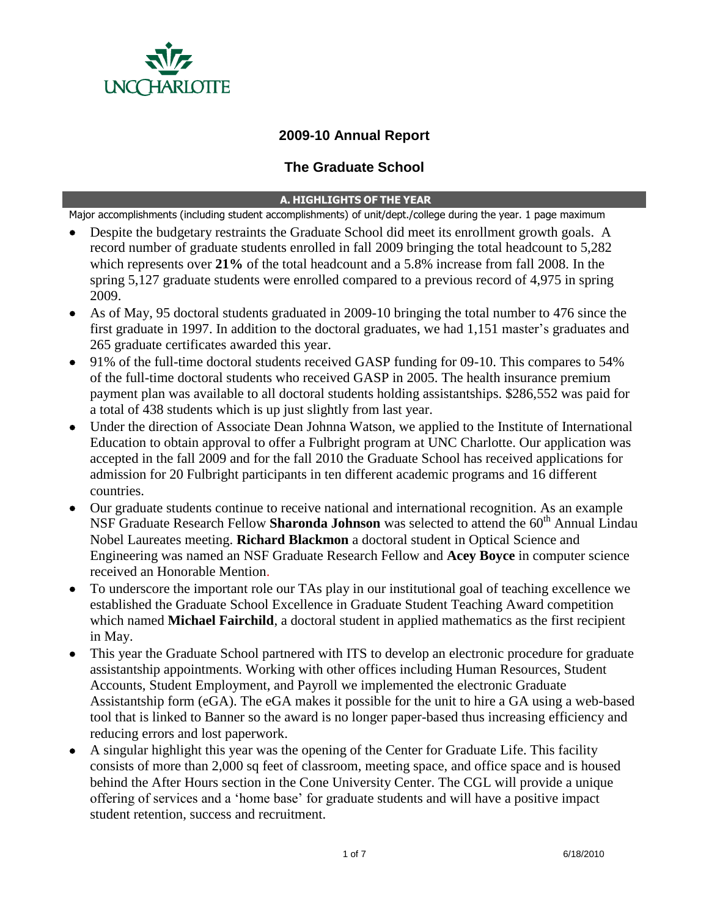# 2009-10 Annual Report

## The Graduate School

### A. HIGHLIGHTS OF THE YEAR

Major accomplishments (including student accomplishments) of unit/dept./college during the year. 1 page maximum

- Despite the budgetary restraints the Graduate School did meet its enrollment growth goals. A record number of graduate students enrolled in fall 2009 bringing the total headcount to 5,282 which represents over **21%** of the total headcount and a 5.8% increase from fall 2008. In the spring 5,127 graduate students were enrolled compared to a previous record of 4,975 in spring 2009.
- As of May, 95 doctoral students graduated in 2009-10 bringing the total number to 476 since the first graduate in 1997. In addition to the doctoral graduates, we had 1,151 master's graduates and 265 graduate certificates awarded this year.
- 91% of the full-time doctoral students received GASP funding for 09-10. This compares to 54% of the full-time doctoral students who received GASP in 2005. The health insurance premium payment plan was available to all doctoral students holding assistantships. $286,552 was paid for a total of 438 students which is up just slightly from last year.
- Under the direction of Associate Dean Johnna Watson, we applied to the Institute of International Education to obtain approval to offer a Fulbright program at UNC Charlotte. Our application was accepted in the fall 2009 and for the fall 2010 the Graduate School has received applications for admission for 20 Fulbright participants in ten different academic programs and 16 different countries.
- Our graduate students continue to receive national and international recognition. As an example NSF Graduate Research Fellow **Sharonda Johnson** was selected to attend the 60th Annual Lindau Nobel Laureates meeting. **Richard Blackmon** a doctoral student in Optical Science and Engineering was named an NSF Graduate Research Fellow and **Acey Boyce** in computer science received an Honorable Mention.
- To underscore the important role our TAs play in our institutional goal of teaching excellence we established the Graduate School Excellence in Graduate Student Teaching Award competition which named **Michael Fairchild**, a doctoral student in applied mathematics as the first recipient in May.
- This year the Graduate School partnered with ITS to develop an electronic procedure for graduate assistantship appointments. Working with other offices including Human Resources, Student Accounts, Student Employment, and Payroll we implemented the electronic Graduate Assistantship form (eGA). The eGA makes it possible for the unit to hire a GA using a web-based tool that is linked to Banner so the award is no longer paper-based thus increasing efficiency and reducing errors and lost paperwork.
- A singular highlight this year was the opening of the Center for Graduate Life. This facility consists of more than 2,000 sq feet of classroom, meeting space, and office space and is housed behind the After Hours section in the Cone University Center. The CGL will provide a unique offering of services and a 'home base' for graduate students and will have a positive impact student retention, success and recruitment.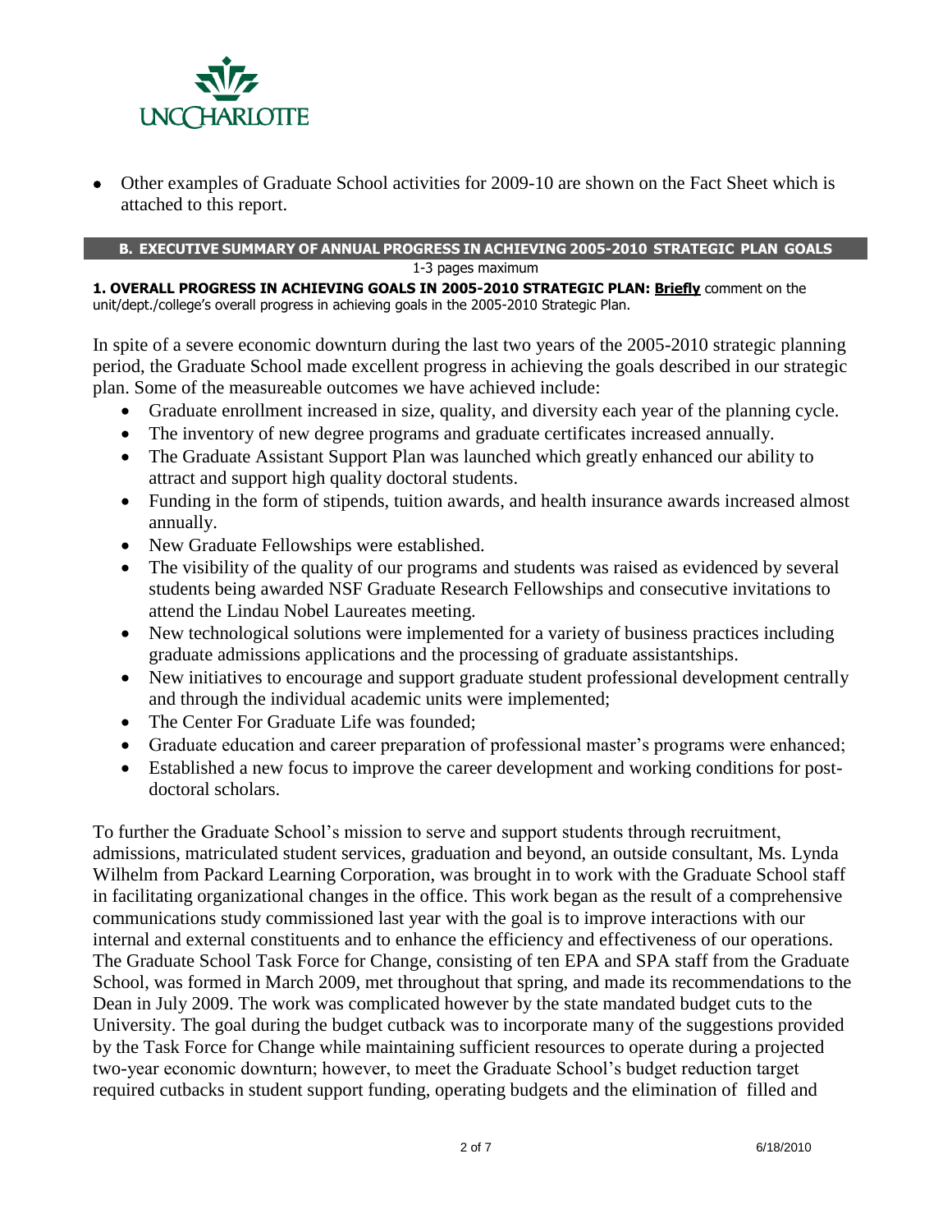- Other examples of Graduate School activities for 2009-10 are shown on the Fact Sheet which is attached to this report.

## B. EXECUTIVE SUMMARY OF ANNUAL PROGRESS IN ACHIEVING 2005-2010 STRATEGIC PLAN GOALS

1-3 pages maximum

**1. OVERALL PROGRESS IN ACHIEVING GOALS IN 2005-2010 STRATEGIC PLAN: Briefly** comment on the unit/dept./college's overall progress in achieving goals in the 2005-2010 Strategic Plan.

In spite of a severe economic downturn during the last two years of the 2005-2010 strategic planning period, the Graduate School made excellent progress in achieving the goals described in our strategic plan. Some of the measureable outcomes we have achieved include:

- Graduate enrollment increased in size, quality, and diversity each year of the planning cycle.
- The inventory of new degree programs and graduate certificates increased annually.
- The Graduate Assistant Support Plan was launched which greatly enhanced our ability to attract and support high quality doctoral students.
- Funding in the form of stipends, tuition awards, and health insurance awards increased almost annually.
- New Graduate Fellowships were established.
- The visibility of the quality of our programs and students was raised as evidenced by several students being awarded NSF Graduate Research Fellowships and consecutive invitations to attend the Lindau Nobel Laureates meeting.
- New technological solutions were implemented for a variety of business practices including graduate admissions applications and the processing of graduate assistantships.
- New initiatives to encourage and support graduate student professional development centrally and through the individual academic units were implemented;
- The Center For Graduate Life was founded;
- Graduate education and career preparation of professional master's programs were enhanced;
- Established a new focus to improve the career development and working conditions for post-doctoral scholars.

To further the Graduate School's mission to serve and support students through recruitment, admissions, matriculated student services, graduation and beyond, an outside consultant, Ms. Lynda Wilhelm from Packard Learning Corporation, was brought in to work with the Graduate School staff in facilitating organizational changes in the office. This work began as the result of a comprehensive communications study commissioned last year with the goal is to improve interactions with our internal and external constituents and to enhance the efficiency and effectiveness of our operations. The Graduate School Task Force for Change, consisting of ten EPA and SPA staff from the Graduate School, was formed in March 2009, met throughout that spring, and made its recommendations to the Dean in July 2009. The work was complicated however by the state mandated budget cuts to the University. The goal during the budget cutback was to incorporate many of the suggestions provided by the Task Force for Change while maintaining sufficient resources to operate during a projected two-year economic downturn; however, to meet the Graduate School's budget reduction target required cutbacks in student support funding, operating budgets and the elimination of filled and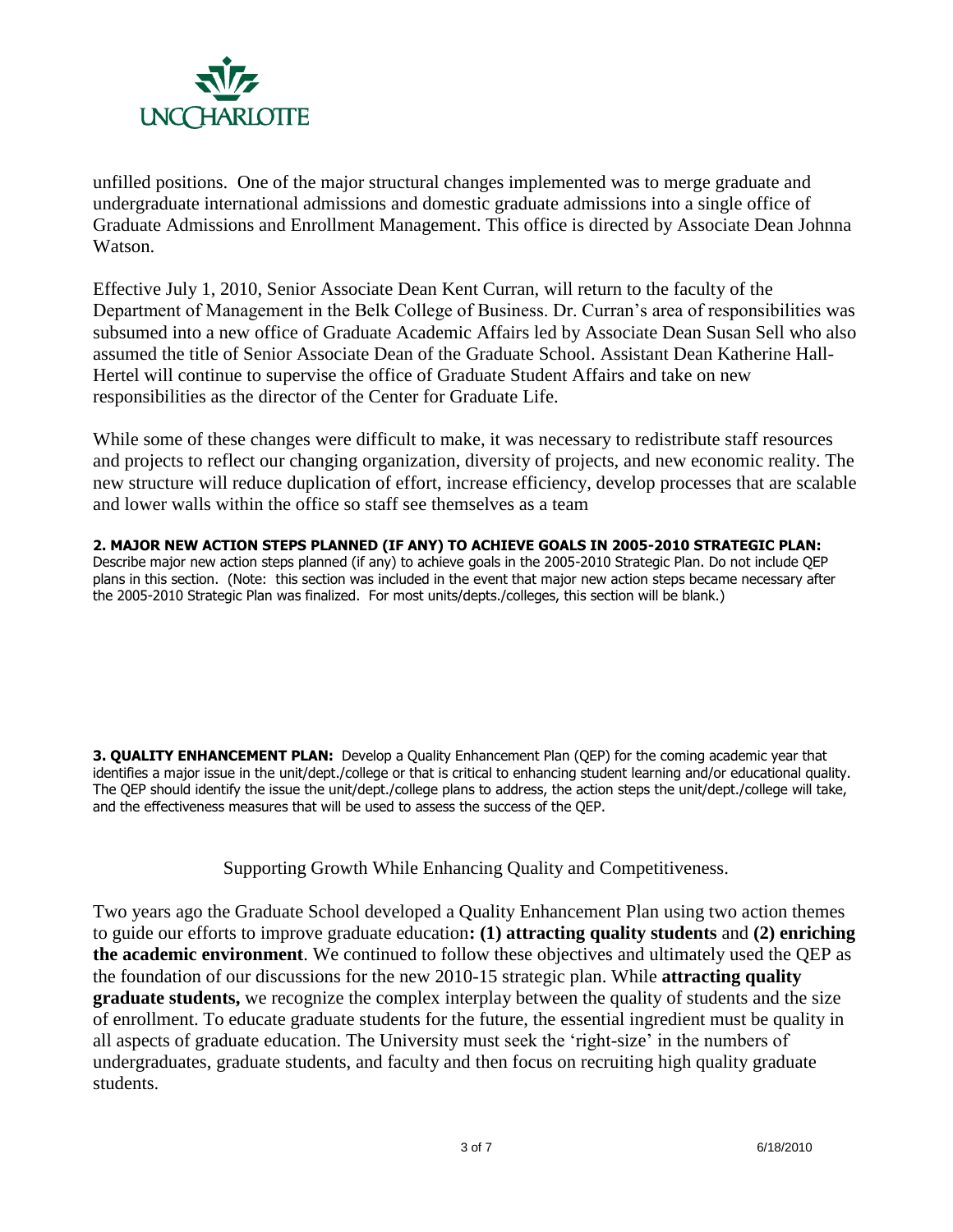unfilled positions. One of the major structural changes implemented was to merge graduate and undergraduate international admissions and domestic graduate admissions into a single office of Graduate Admissions and Enrollment Management. This office is directed by Associate Dean Johnna Watson.

Effective July 1, 2010, Senior Associate Dean Kent Curran, will return to the faculty of the Department of Management in the Belk College of Business. Dr. Curran's area of responsibilities was subsumed into a new office of Graduate Academic Affairs led by Associate Dean Susan Sell who also assumed the title of Senior Associate Dean of the Graduate School. Assistant Dean Katherine Hall-Hertel will continue to supervise the office of Graduate Student Affairs and take on new responsibilities as the director of the Center for Graduate Life.

While some of these changes were difficult to make, it was necessary to redistribute staff resources and projects to reflect our changing organization, diversity of projects, and new economic reality. The new structure will reduce duplication of effort, increase efficiency, develop processes that are scalable and lower walls within the office so staff see themselves as a team

**2. MAJOR NEW ACTION STEPS PLANNED (IF ANY) TO ACHIEVE GOALS IN 2005-2010 STRATEGIC PLAN:** Describe major new action steps planned (if any) to achieve goals in the 2005-2010 Strategic Plan. Do not include QEP plans in this section. (Note: this section was included in the event that major new action steps became necessary after the 2005-2010 Strategic Plan was finalized. For most units/depts./colleges, this section will be blank.)

**3. QUALITY ENHANCEMENT PLAN:** Develop a Quality Enhancement Plan (QEP) for the coming academic year that identifies a major issue in the unit/dept./college or that is critical to enhancing student learning and/or educational quality. The QEP should identify the issue the unit/dept./college plans to address, the action steps the unit/dept./college will take, and the effectiveness measures that will be used to assess the success of the QEP.

Supporting Growth While Enhancing Quality and Competitiveness.

Two years ago the Graduate School developed a Quality Enhancement Plan using two action themes to guide our efforts to improve graduate education**: (1) attracting quality students** and **(2) enriching the academic environment**. We continued to follow these objectives and ultimately used the QEP as the foundation of our discussions for the new 2010-15 strategic plan. While **attracting quality graduate students,** we recognize the complex interplay between the quality of students and the size of enrollment. To educate graduate students for the future, the essential ingredient must be quality in all aspects of graduate education. The University must seek the 'right-size' in the numbers of undergraduates, graduate students, and faculty and then focus on recruiting high quality graduate students.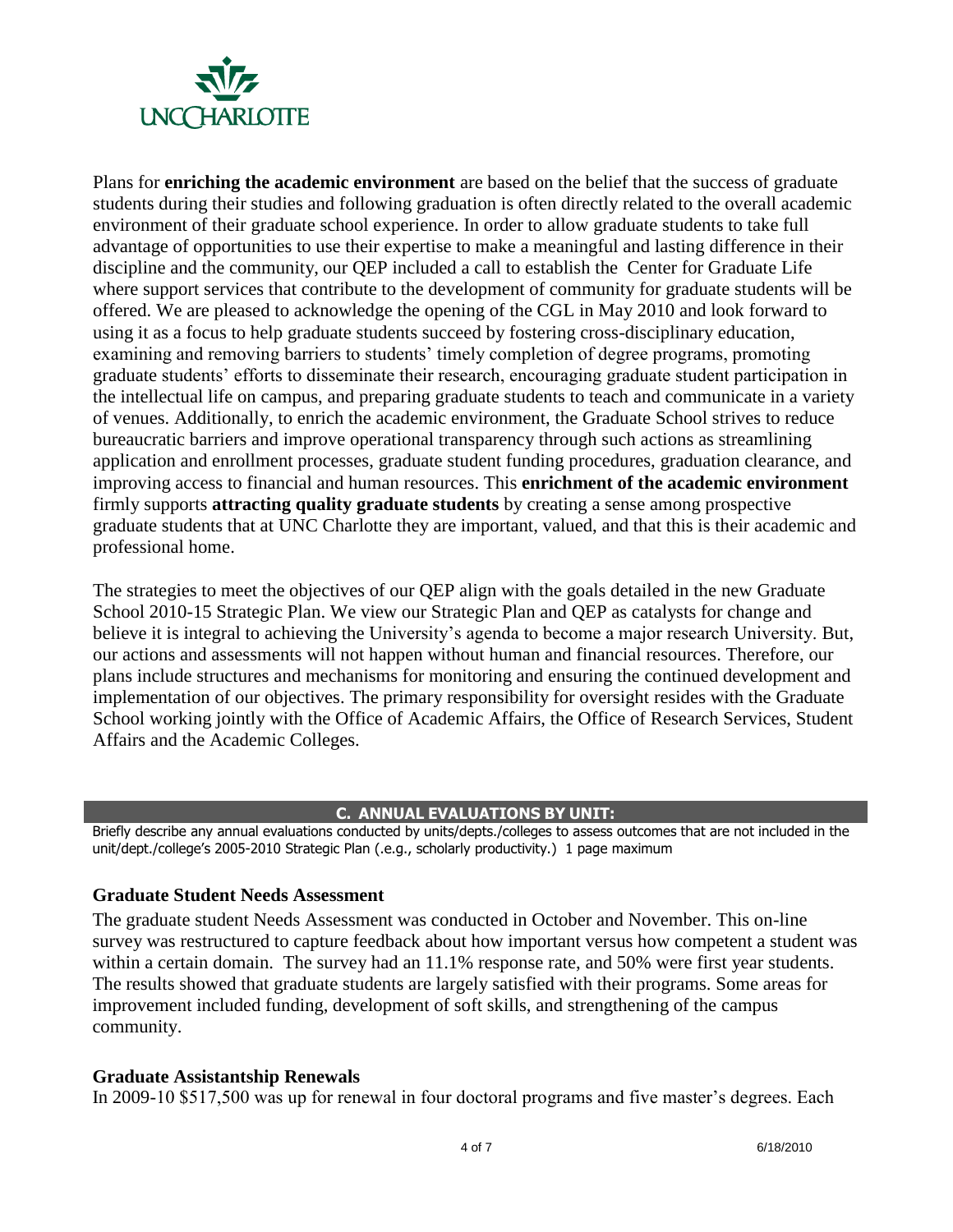Plans for **enriching the academic environment** are based on the belief that the success of graduate students during their studies and following graduation is often directly related to the overall academic environment of their graduate school experience. In order to allow graduate students to take full advantage of opportunities to use their expertise to make a meaningful and lasting difference in their discipline and the community, our QEP included a call to establish the Center for Graduate Life where support services that contribute to the development of community for graduate students will be offered. We are pleased to acknowledge the opening of the CGL in May 2010 and look forward to using it as a focus to help graduate students succeed by fostering cross-disciplinary education, examining and removing barriers to students' timely completion of degree programs, promoting graduate students' efforts to disseminate their research, encouraging graduate student participation in the intellectual life on campus, and preparing graduate students to teach and communicate in a variety of venues. Additionally, to enrich the academic environment, the Graduate School strives to reduce bureaucratic barriers and improve operational transparency through such actions as streamlining application and enrollment processes, graduate student funding procedures, graduation clearance, and improving access to financial and human resources. This **enrichment of the academic environment** firmly supports **attracting quality graduate students** by creating a sense among prospective graduate students that at UNC Charlotte they are important, valued, and that this is their academic and professional home.

The strategies to meet the objectives of our QEP align with the goals detailed in the new Graduate School 2010-15 Strategic Plan. We view our Strategic Plan and QEP as catalysts for change and believe it is integral to achieving the University's agenda to become a major research University. But, our actions and assessments will not happen without human and financial resources. Therefore, our plans include structures and mechanisms for monitoring and ensuring the continued development and implementation of our objectives. The primary responsibility for oversight resides with the Graduate School working jointly with the Office of Academic Affairs, the Office of Research Services, Student Affairs and the Academic Colleges.

## C. ANNUAL EVALUATIONS BY UNIT:

Briefly describe any annual evaluations conducted by units/depts./colleges to assess outcomes that are not included in the unit/dept./college's 2005-2010 Strategic Plan (.e.g., scholarly productivity.) 1 page maximum

### Graduate Student Needs Assessment

The graduate student Needs Assessment was conducted in October and November. This on-line survey was restructured to capture feedback about how important versus how competent a student was within a certain domain. The survey had an 11.1% response rate, and 50% were first year students. The results showed that graduate students are largely satisfied with their programs. Some areas for improvement included funding, development of soft skills, and strengthening of the campus community.

### Graduate Assistantship Renewals

In 2009-10 $517,500 was up for renewal in four doctoral programs and five master's degrees. Each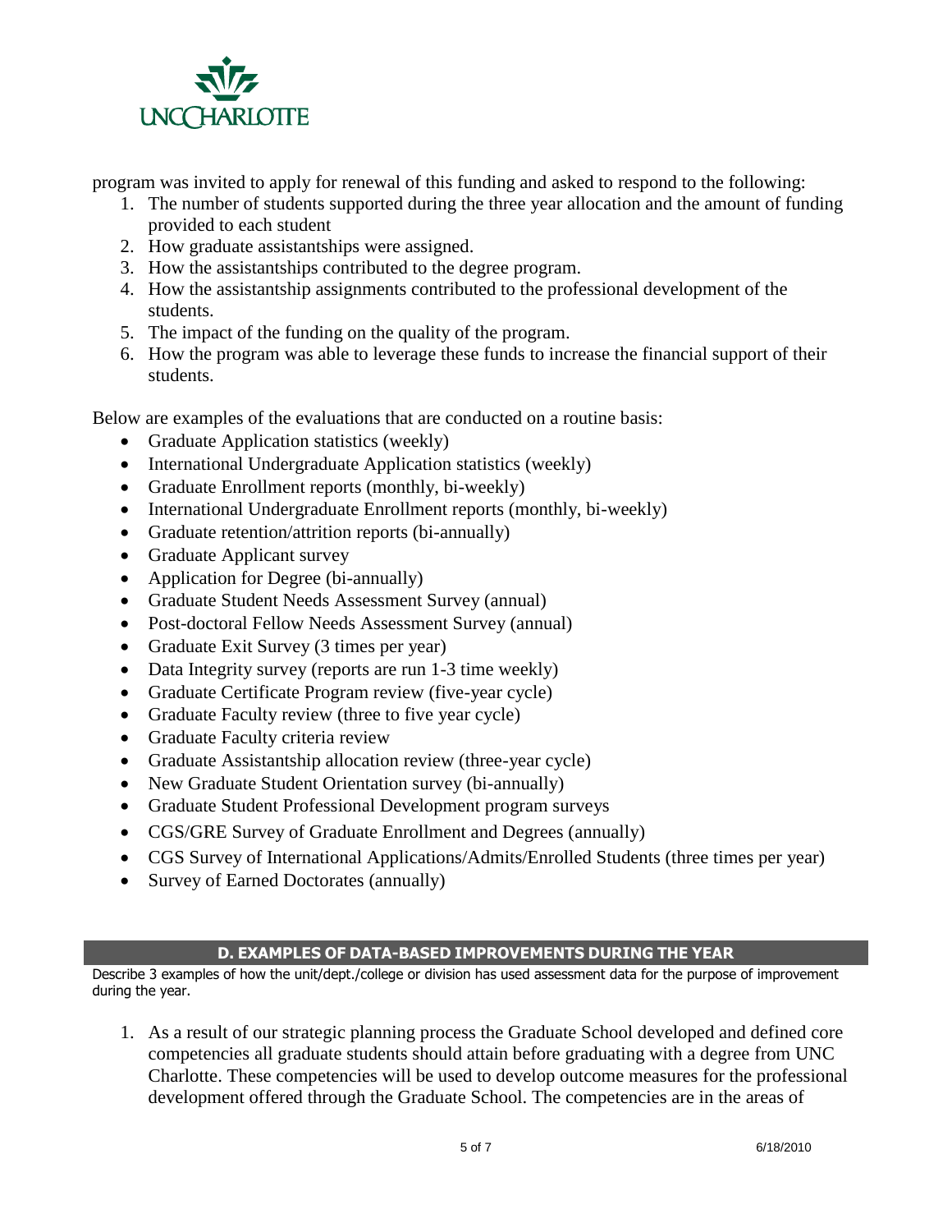program was invited to apply for renewal of this funding and asked to respond to the following:

1. The number of students supported during the three year allocation and the amount of funding provided to each student
2. How graduate assistantships were assigned.
3. How the assistantships contributed to the degree program.
4. How the assistantship assignments contributed to the professional development of the students.
5. The impact of the funding on the quality of the program.
6. How the program was able to leverage these funds to increase the financial support of their students.

Below are examples of the evaluations that are conducted on a routine basis:

- Graduate Application statistics (weekly)
- International Undergraduate Application statistics (weekly)
- Graduate Enrollment reports (monthly, bi-weekly)
- International Undergraduate Enrollment reports (monthly, bi-weekly)
- Graduate retention/attrition reports (bi-annually)
- Graduate Applicant survey
- Application for Degree (bi-annually)
- Graduate Student Needs Assessment Survey (annual)
- Post-doctoral Fellow Needs Assessment Survey (annual)
- Graduate Exit Survey (3 times per year)
- Data Integrity survey (reports are run 1-3 time weekly)
- Graduate Certificate Program review (five-year cycle)
- Graduate Faculty review (three to five year cycle)
- Graduate Faculty criteria review
- Graduate Assistantship allocation review (three-year cycle)
- New Graduate Student Orientation survey (bi-annually)
- Graduate Student Professional Development program surveys
- CGS/GRE Survey of Graduate Enrollment and Degrees (annually)
- CGS Survey of International Applications/Admits/Enrolled Students (three times per year)
- Survey of Earned Doctorates (annually)

## D. EXAMPLES OF DATA-BASED IMPROVEMENTS DURING THE YEAR

Describe 3 examples of how the unit/dept./college or division has used assessment data for the purpose of improvement during the year.

1. As a result of our strategic planning process the Graduate School developed and defined core competencies all graduate students should attain before graduating with a degree from UNC Charlotte. These competencies will be used to develop outcome measures for the professional development offered through the Graduate School. The competencies are in the areas of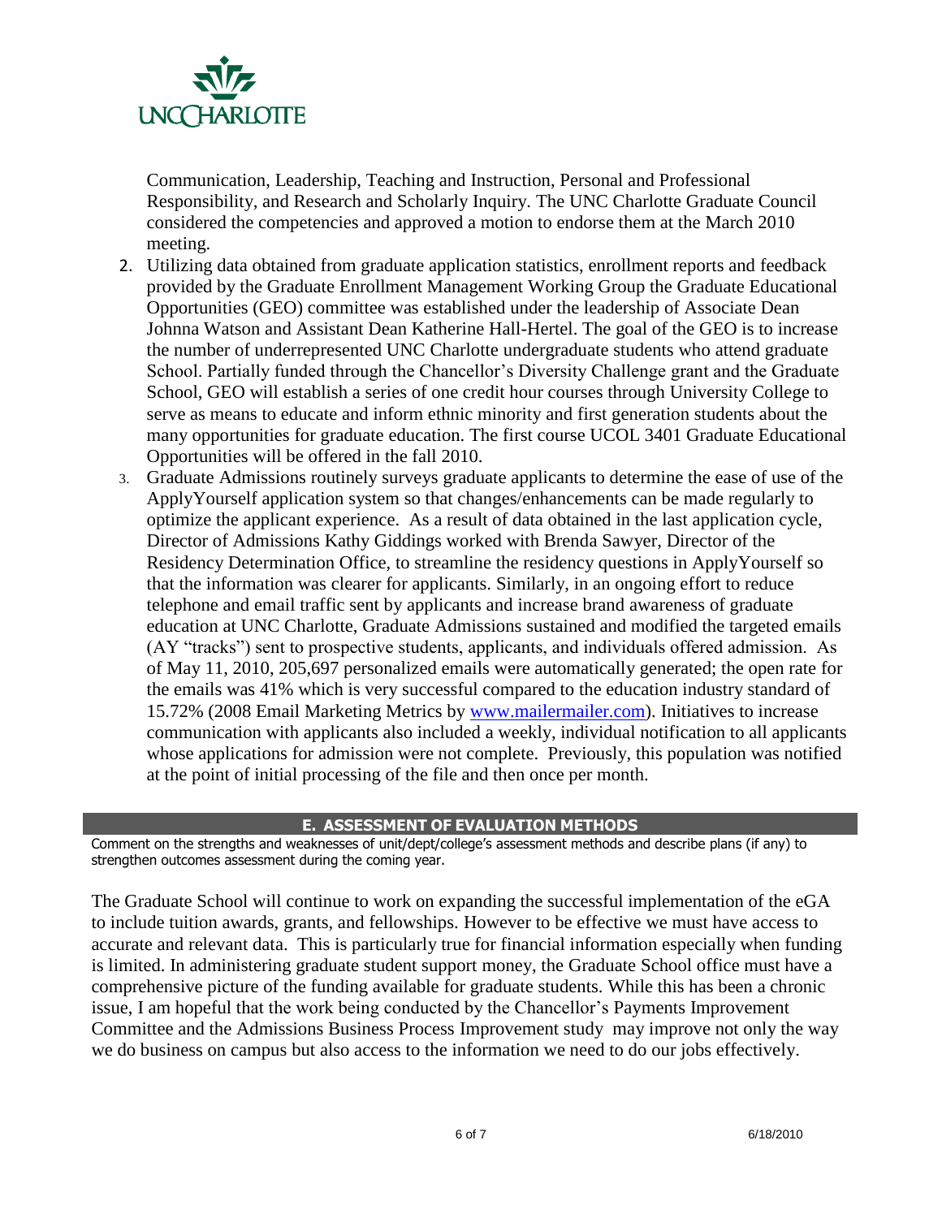Communication, Leadership, Teaching and Instruction, Personal and Professional Responsibility, and Research and Scholarly Inquiry. The UNC Charlotte Graduate Council considered the competencies and approved a motion to endorse them at the March 2010 meeting.

2. Utilizing data obtained from graduate application statistics, enrollment reports and feedback provided by the Graduate Enrollment Management Working Group the Graduate Educational Opportunities (GEO) committee was established under the leadership of Associate Dean Johnna Watson and Assistant Dean Katherine Hall-Hertel. The goal of the GEO is to increase the number of underrepresented UNC Charlotte undergraduate students who attend graduate School. Partially funded through the Chancellor's Diversity Challenge grant and the Graduate School, GEO will establish a series of one credit hour courses through University College to serve as means to educate and inform ethnic minority and first generation students about the many opportunities for graduate education. The first course UCOL 3401 Graduate Educational Opportunities will be offered in the fall 2010.
3. Graduate Admissions routinely surveys graduate applicants to determine the ease of use of the ApplyYourself application system so that changes/enhancements can be made regularly to optimize the applicant experience. As a result of data obtained in the last application cycle, Director of Admissions Kathy Giddings worked with Brenda Sawyer, Director of the Residency Determination Office, to streamline the residency questions in ApplyYourself so that the information was clearer for applicants. Similarly, in an ongoing effort to reduce telephone and email traffic sent by applicants and increase brand awareness of graduate education at UNC Charlotte, Graduate Admissions sustained and modified the targeted emails (AY "tracks") sent to prospective students, applicants, and individuals offered admission. As of May 11, 2010, 205,697 personalized emails were automatically generated; the open rate for the emails was 41% which is very successful compared to the education industry standard of 15.72% (2008 Email Marketing Metrics by www.mailermailer.com). Initiatives to increase communication with applicants also included a weekly, individual notification to all applicants whose applications for admission were not complete. Previously, this population was notified at the point of initial processing of the file and then once per month.

## E. ASSESSMENT OF EVALUATION METHODS

Comment on the strengths and weaknesses of unit/dept/college's assessment methods and describe plans (if any) to strengthen outcomes assessment during the coming year.

The Graduate School will continue to work on expanding the successful implementation of the eGA to include tuition awards, grants, and fellowships. However to be effective we must have access to accurate and relevant data. This is particularly true for financial information especially when funding is limited. In administering graduate student support money, the Graduate School office must have a comprehensive picture of the funding available for graduate students. While this has been a chronic issue, I am hopeful that the work being conducted by the Chancellor's Payments Improvement Committee and the Admissions Business Process Improvement study may improve not only the way we do business on campus but also access to the information we need to do our jobs effectively.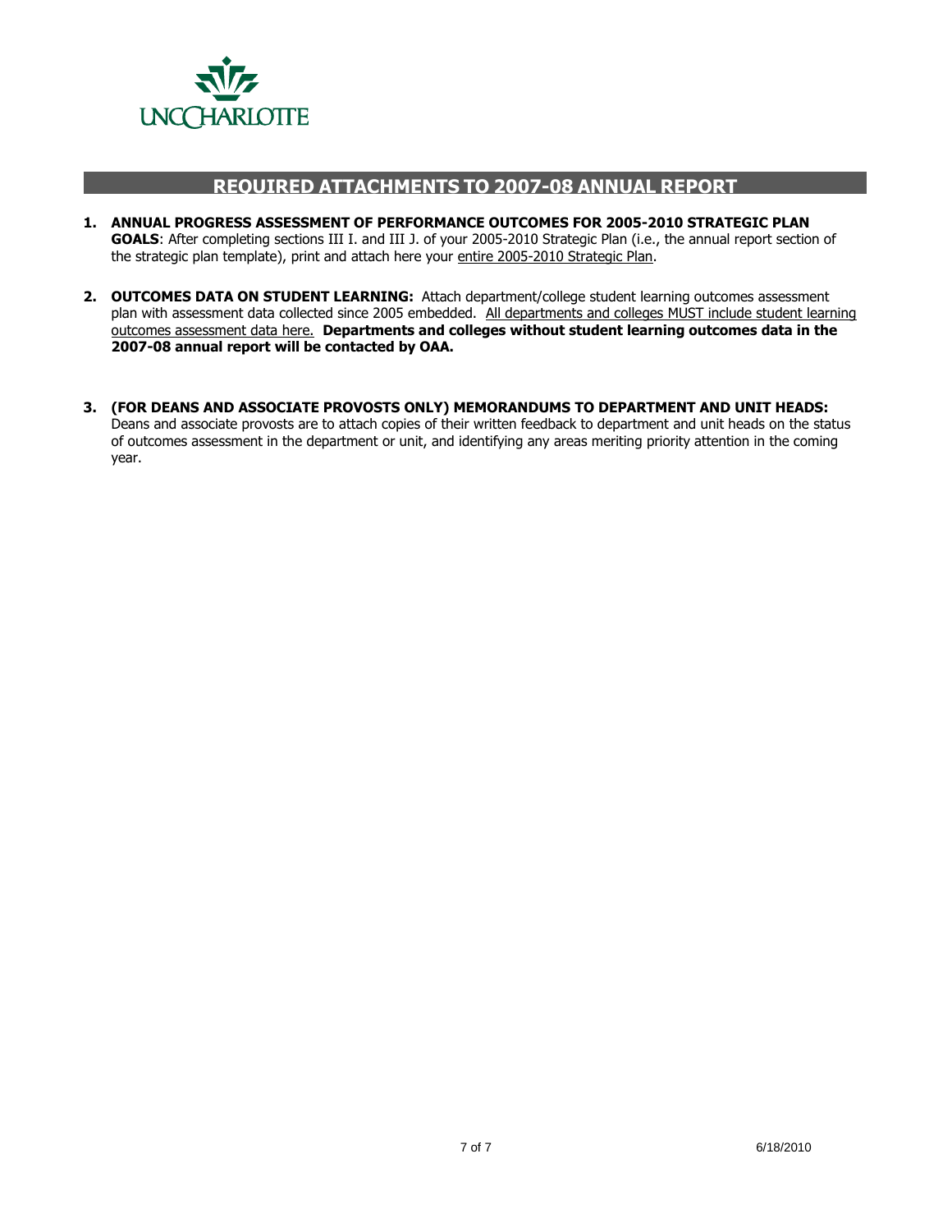## REQUIRED ATTACHMENTS TO 2007-08 ANNUAL REPORT

1. **ANNUAL PROGRESS ASSESSMENT OF PERFORMANCE OUTCOMES FOR 2005-2010 STRATEGIC PLAN GOALS**: After completing sections III I. and III J. of your 2005-2010 Strategic Plan (i.e., the annual report section of the strategic plan template), print and attach here your entire 2005-2010 Strategic Plan.

2. **OUTCOMES DATA ON STUDENT LEARNING:** Attach department/college student learning outcomes assessment plan with assessment data collected since 2005 embedded. All departments and colleges MUST include student learning outcomes assessment data here. **Departments and colleges without student learning outcomes data in the 2007-08 annual report will be contacted by OAA.**

3. **(FOR DEANS AND ASSOCIATE PROVOSTS ONLY) MEMORANDUMS TO DEPARTMENT AND UNIT HEADS:** Deans and associate provosts are to attach copies of their written feedback to department and unit heads on the status of outcomes assessment in the department or unit, and identifying any areas meriting priority attention in the coming year.